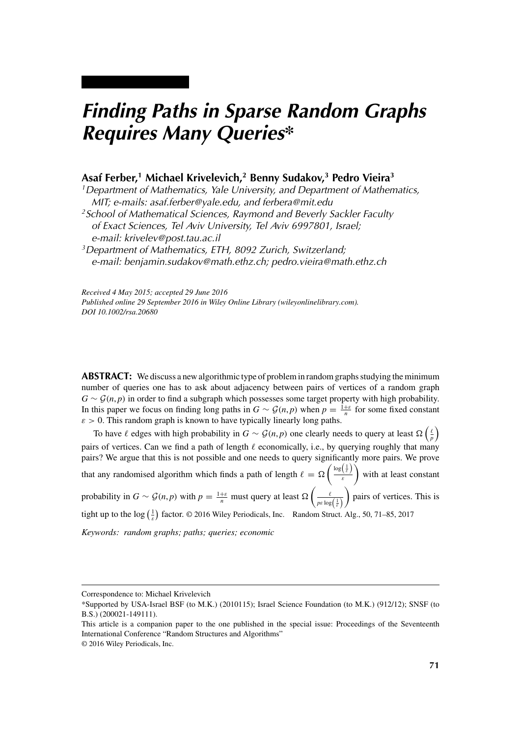# *Finding Paths in Sparse Random Graphs Requires Many Queries\**

**Asaf Ferber,[1] Michael Krivelevich,[2] Benny Sudakov,[3] Pedro Vieira[3]**

[1]*Department of Mathematics, Yale University, and Department of Mathematics, MIT; e-mails: asaf.ferber@yale.edu, and ferbera@mit.edu*

[2]*School of Mathematical Sciences, Raymond and Beverly Sackler Faculty of Exact Sciences, Tel Aviv University, Tel Aviv 6997801, Israel; e-mail: krivelev@post.tau.ac.il*

[3]*Department of Mathematics, ETH, 8092 Zurich, Switzerland; e-mail: benjamin.sudakov@math.ethz.ch; pedro.vieira@math.ethz.ch*

*Received 4 May 2015; accepted 29 June 2016*
*Published online 29 September 2016 in Wiley Online Library (wileyonlinelibrary.com).*
*DOI 10.1002/rsa.20680*

**ABSTRACT:** We discuss a new algorithmic type of problem in random graphs studying the minimum number of queries one has to ask about adjacency between pairs of vertices of a random graph $G \sim \mathcal{G}(n,p)$ in order to find a subgraph which possesses some target property with high probability. In this paper we focus on finding long paths in $G \sim \mathcal{G}(n,p)$ when $p = \frac{1+\varepsilon}{n}$ for some fixed constant $\varepsilon > 0$. This random graph is known to have typically linearly long paths.

To have $\ell$ edges with high probability in $G \sim \mathcal{G}(n,p)$ one clearly needs to query at least $\Omega\left(\frac{\ell}{p}\right)$ pairs of vertices. Can we find a path of length $\ell$ economically, i.e., by querying roughly that many pairs? We argue that this is not possible and one needs to query significantly more pairs. We prove that any randomised algorithm which finds a path of length $\ell = \Omega\left(\frac{\log\left(\frac{1}{\varepsilon}\right)}{\varepsilon}\right)$ with at least constant probability in $G \sim \mathcal{G}(n,p)$ with $p = \frac{1+\varepsilon}{n}$ must query at least $\Omega\left(\frac{\ell}{p\varepsilon\log\left(\frac{1}{\varepsilon}\right)}\right)$ pairs of vertices. This is tight up to the $\log\left(\frac{1}{\varepsilon}\right)$ factor. © 2016 Wiley Periodicals, Inc. Random Struct. Alg., 50, 71–85, 2017

*Keywords: random graphs; paths; queries; economic*

---

Correspondence to: Michael Krivelevich

\*Supported by USA-Israel BSF (to M.K.) (2010115); Israel Science Foundation (to M.K.) (912/12); SNSF (to B.S.) (200021-149111).

This article is a companion paper to the one published in the special issue: Proceedings of the Seventeenth International Conference "Random Structures and Algorithms"

© 2016 Wiley Periodicals, Inc.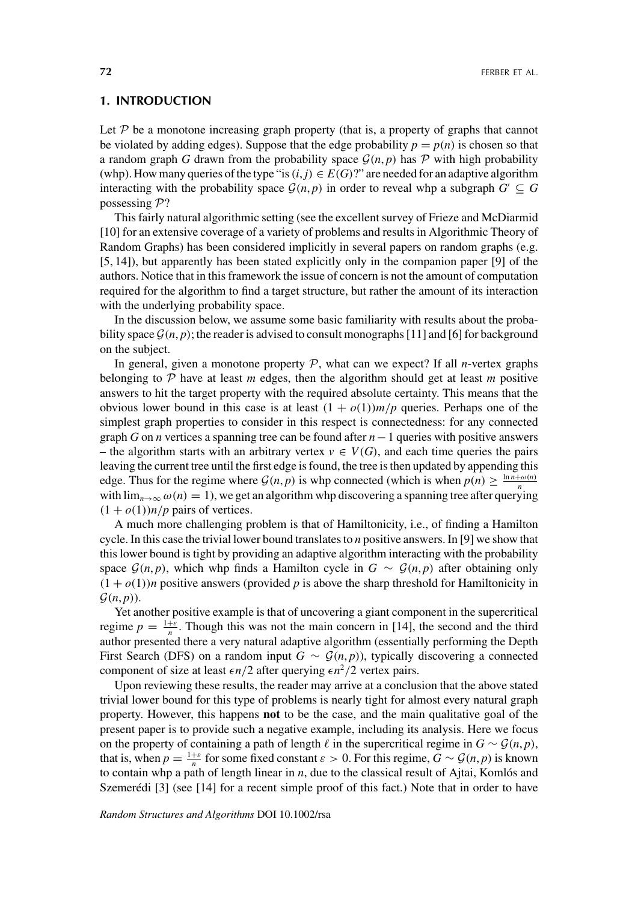## 1. INTRODUCTION

Let $\mathcal{P}$ be a monotone increasing graph property (that is, a property of graphs that cannot be violated by adding edges). Suppose that the edge probability $p = p(n)$ is chosen so that a random graph $G$ drawn from the probability space $\mathcal{G}(n,p)$ has $\mathcal{P}$ with high probability (whp). How many queries of the type "is $(i,j) \in E(G)$?" are needed for an adaptive algorithm interacting with the probability space $\mathcal{G}(n,p)$ in order to reveal whp a subgraph $G' \subseteq G$ possessing $\mathcal{P}$?

This fairly natural algorithmic setting (see the excellent survey of Frieze and McDiarmid [10] for an extensive coverage of a variety of problems and results in Algorithmic Theory of Random Graphs) has been considered implicitly in several papers on random graphs (e.g. [5, 14]), but apparently has been stated explicitly only in the companion paper [9] of the authors. Notice that in this framework the issue of concern is not the amount of computation required for the algorithm to find a target structure, but rather the amount of its interaction with the underlying probability space.

In the discussion below, we assume some basic familiarity with results about the probability space $\mathcal{G}(n,p)$; the reader is advised to consult monographs [11] and [6] for background on the subject.

In general, given a monotone property $\mathcal{P}$, what can we expect? If all $n$-vertex graphs belonging to $\mathcal{P}$ have at least $m$ edges, then the algorithm should get at least $m$ positive answers to hit the target property with the required absolute certainty. This means that the obvious lower bound in this case is at least $(1 + o(1))m/p$ queries. Perhaps one of the simplest graph properties to consider in this respect is connectedness: for any connected graph $G$ on $n$ vertices a spanning tree can be found after $n-1$ queries with positive answers – the algorithm starts with an arbitrary vertex $v \in V(G)$, and each time queries the pairs leaving the current tree until the first edge is found, the tree is then updated by appending this edge. Thus for the regime where $\mathcal{G}(n,p)$ is whp connected (which is when $p(n) \geq \frac{\ln n + \omega(n)}{n}$ with $\lim_{n\to\infty} \omega(n) = 1$), we get an algorithm whp discovering a spanning tree after querying $(1 + o(1))n/p$ pairs of vertices.

A much more challenging problem is that of Hamiltonicity, i.e., of finding a Hamilton cycle. In this case the trivial lower bound translates to $n$ positive answers. In [9] we show that this lower bound is tight by providing an adaptive algorithm interacting with the probability space $\mathcal{G}(n,p)$, which whp finds a Hamilton cycle in $G \sim \mathcal{G}(n,p)$ after obtaining only $(1 + o(1))n$ positive answers (provided $p$ is above the sharp threshold for Hamiltonicity in $\mathcal{G}(n,p)$).

Yet another positive example is that of uncovering a giant component in the supercritical regime $p = \frac{1+\varepsilon}{n}$. Though this was not the main concern in [14], the second and the third author presented there a very natural adaptive algorithm (essentially performing the Depth First Search (DFS) on a random input $G \sim \mathcal{G}(n,p)$), typically discovering a connected component of size at least $\epsilon n/2$ after querying $\epsilon n^2/2$ vertex pairs.

Upon reviewing these results, the reader may arrive at a conclusion that the above stated trivial lower bound for this type of problems is nearly tight for almost every natural graph property. However, this happens **not** to be the case, and the main qualitative goal of the present paper is to provide such a negative example, including its analysis. Here we focus on the property of containing a path of length $\ell$ in the supercritical regime in $G \sim \mathcal{G}(n,p)$, that is, when $p = \frac{1+\varepsilon}{n}$ for some fixed constant $\varepsilon > 0$. For this regime, $G \sim \mathcal{G}(n,p)$ is known to contain whp a path of length linear in $n$, due to the classical result of Ajtai, Komlós and Szemerédi [3] (see [14] for a recent simple proof of this fact.) Note that in order to have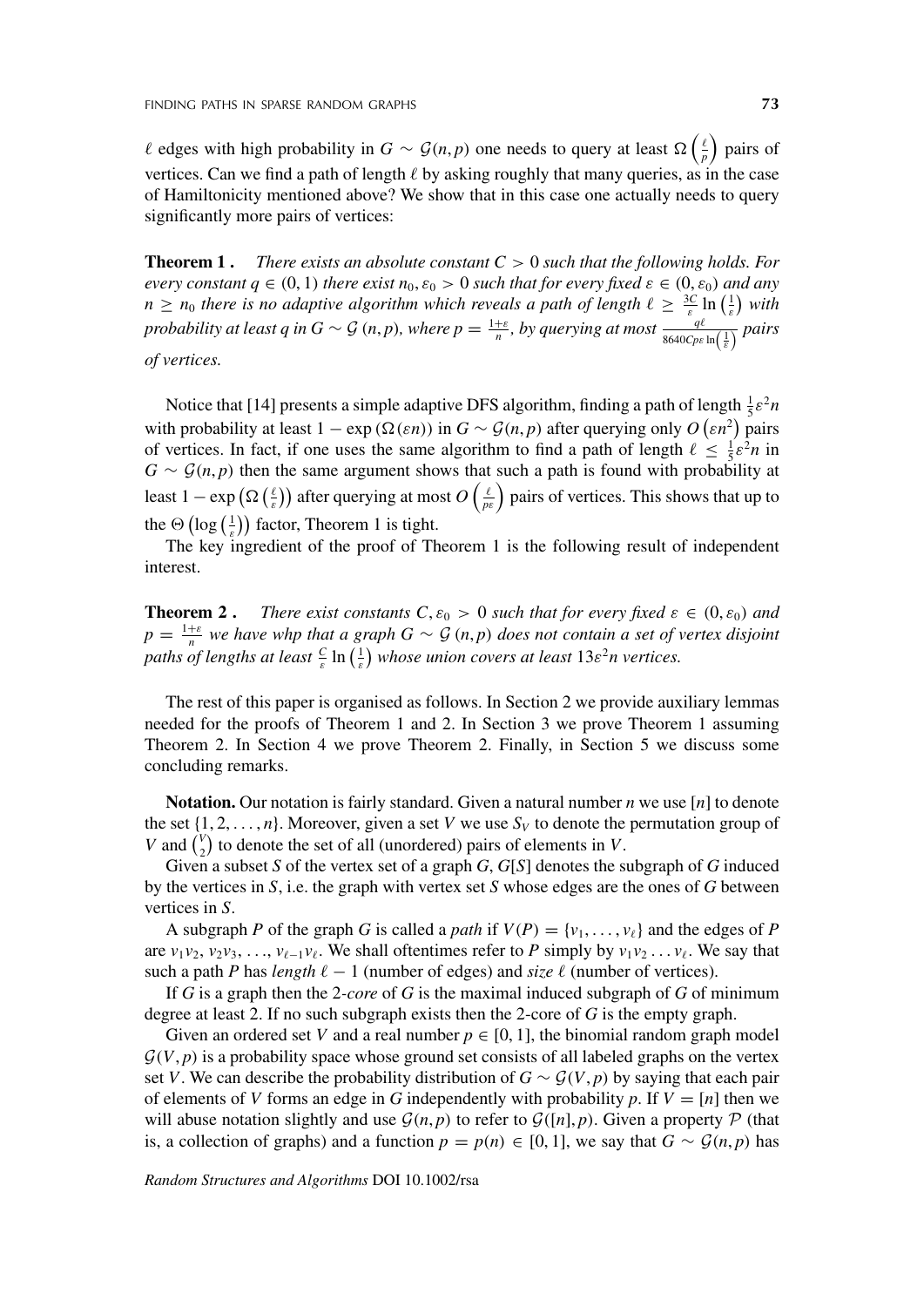$\ell$ edges with high probability in $G \sim \mathcal{G}(n,p)$ one needs to query at least $\Omega\left(\frac{\ell}{p}\right)$ pairs of vertices. Can we find a path of length $\ell$ by asking roughly that many queries, as in the case of Hamiltonicity mentioned above? We show that in this case one actually needs to query significantly more pairs of vertices:

**Theorem 1 .** *There exists an absolute constant $C > 0$ such that the following holds. For every constant $q \in (0,1)$ there exist $n_0, \varepsilon_0 > 0$ such that for every fixed $\varepsilon \in (0, \varepsilon_0)$ and any $n \geq n_0$ there is no adaptive algorithm which reveals a path of length $\ell \geq \frac{3C}{\varepsilon} \ln\left(\frac{1}{\varepsilon}\right)$ with probability at least $q$ in $G \sim \mathcal{G}(n,p)$, where $p = \frac{1+\varepsilon}{n}$, by querying at most $\frac{q\ell}{8640 C p \varepsilon \ln\left(\frac{1}{\varepsilon}\right)}$ pairs of vertices.*

Notice that [14] presents a simple adaptive DFS algorithm, finding a path of length $\frac{1}{5}\varepsilon^2 n$ with probability at least $1 - \exp(\Omega(\varepsilon n))$ in $G \sim \mathcal{G}(n,p)$ after querying only $O\left(\varepsilon n^2\right)$ pairs of vertices. In fact, if one uses the same algorithm to find a path of length $\ell \leq \frac{1}{5}\varepsilon^2 n$ in $G \sim \mathcal{G}(n,p)$ then the same argument shows that such a path is found with probability at least $1 - \exp\left(\Omega\left(\frac{\ell}{\varepsilon}\right)\right)$ after querying at most $O\left(\frac{\ell}{p\varepsilon}\right)$ pairs of vertices. This shows that up to the $\Theta\left(\log\left(\frac{1}{\varepsilon}\right)\right)$ factor, Theorem 1 is tight.

The key ingredient of the proof of Theorem 1 is the following result of independent interest.

**Theorem 2 .** *There exist constants $C, \varepsilon_0 > 0$ such that for every fixed $\varepsilon \in (0, \varepsilon_0)$ and $p = \frac{1+\varepsilon}{n}$ we have whp that a graph $G \sim \mathcal{G}(n,p)$ does not contain a set of vertex disjoint paths of lengths at least $\frac{C}{\varepsilon} \ln\left(\frac{1}{\varepsilon}\right)$ whose union covers at least $13\varepsilon^2 n$ vertices.*

The rest of this paper is organised as follows. In Section 2 we provide auxiliary lemmas needed for the proofs of Theorem 1 and 2. In Section 3 we prove Theorem 1 assuming Theorem 2. In Section 4 we prove Theorem 2. Finally, in Section 5 we discuss some concluding remarks.

**Notation.** Our notation is fairly standard. Given a natural number $n$ we use $[n]$ to denote the set $\{1, 2, \ldots, n\}$. Moreover, given a set $V$ we use $S_V$ to denote the permutation group of $V$ and $\binom{V}{2}$ to denote the set of all (unordered) pairs of elements in $V$.

Given a subset $S$ of the vertex set of a graph $G$, $G[S]$ denotes the subgraph of $G$ induced by the vertices in $S$, i.e. the graph with vertex set $S$ whose edges are the ones of $G$ between vertices in $S$.

A subgraph $P$ of the graph $G$ is called a *path* if $V(P) = \{v_1, \ldots, v_\ell\}$ and the edges of $P$ are $v_1v_2, v_2v_3, \ldots, v_{\ell-1}v_\ell$. We shall oftentimes refer to $P$ simply by $v_1v_2 \ldots v_\ell$. We say that such a path $P$ has *length* $\ell - 1$ (number of edges) and *size* $\ell$ (number of vertices).

If $G$ is a graph then the 2-*core* of $G$ is the maximal induced subgraph of $G$ of minimum degree at least 2. If no such subgraph exists then the 2-core of $G$ is the empty graph.

Given an ordered set $V$ and a real number $p \in [0,1]$, the binomial random graph model $\mathcal{G}(V,p)$ is a probability space whose ground set consists of all labeled graphs on the vertex set $V$. We can describe the probability distribution of $G \sim \mathcal{G}(V,p)$ by saying that each pair of elements of $V$ forms an edge in $G$ independently with probability $p$. If $V = [n]$ then we will abuse notation slightly and use $\mathcal{G}(n,p)$ to refer to $\mathcal{G}([n],p)$. Given a property $\mathcal{P}$ (that is, a collection of graphs) and a function $p = p(n) \in [0,1]$, we say that $G \sim \mathcal{G}(n,p)$ has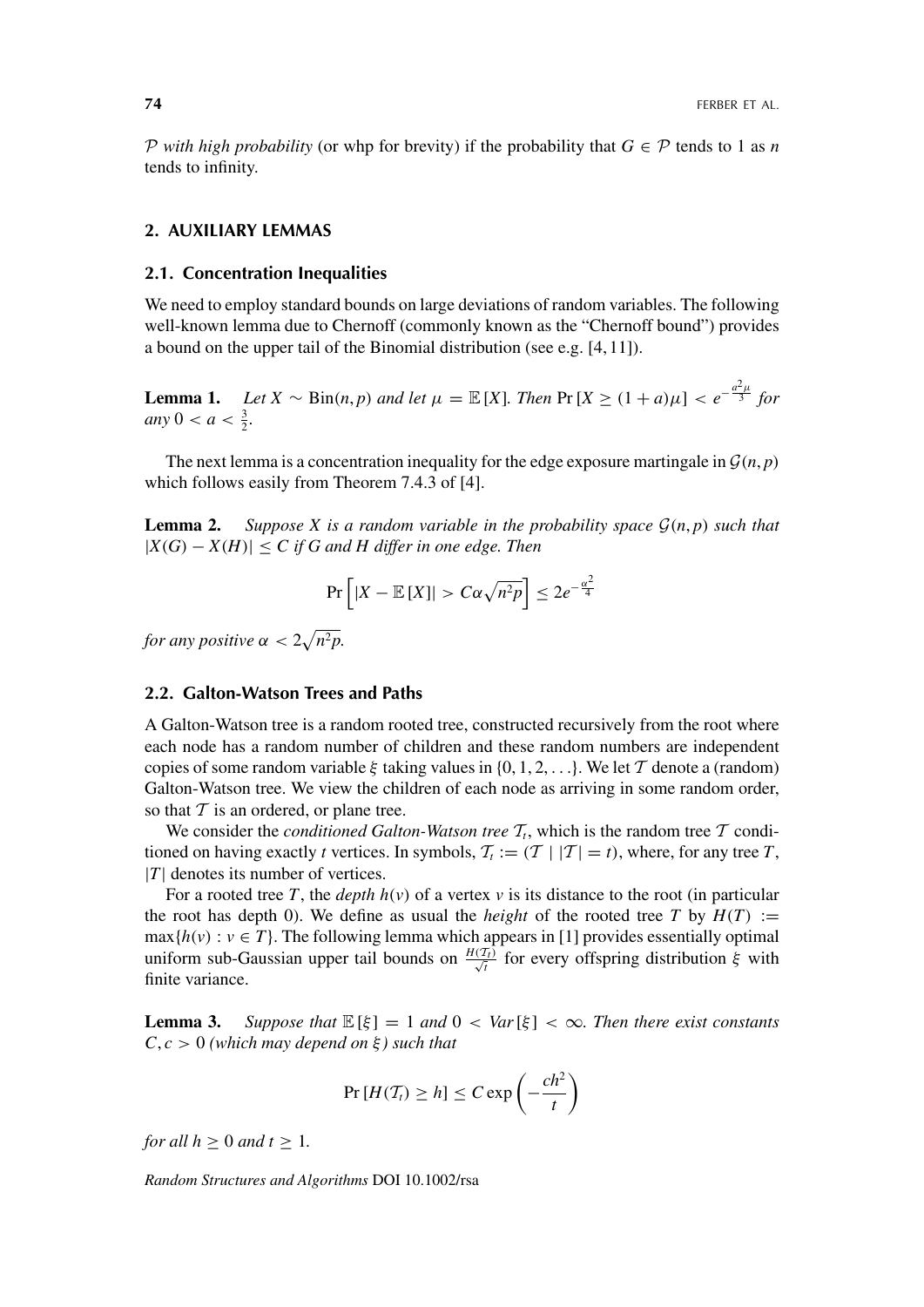$\mathcal{P}$ *with high probability* (or whp for brevity) if the probability that $G \in \mathcal{P}$ tends to 1 as $n$ tends to infinity.

## 2. AUXILIARY LEMMAS

### 2.1. Concentration Inequalities

We need to employ standard bounds on large deviations of random variables. The following well-known lemma due to Chernoff (commonly known as the "Chernoff bound") provides a bound on the upper tail of the Binomial distribution (see e.g. [4, 11]).

**Lemma 1.** *Let $X \sim \text{Bin}(n,p)$ and let $\mu = \mathbb{E}[X]$. Then $\Pr[X \geq (1+a)\mu] < e^{-\frac{a^2\mu}{3}}$ for any $0 < a < \frac{3}{2}$.*

The next lemma is a concentration inequality for the edge exposure martingale in $\mathcal{G}(n,p)$ which follows easily from Theorem 7.4.3 of [4].

**Lemma 2.** *Suppose $X$ is a random variable in the probability space $\mathcal{G}(n,p)$ such that $|X(G) - X(H)| \leq C$ if $G$ and $H$ differ in one edge. Then*

$$\Pr\left[|X - \mathbb{E}[X]| > C\alpha\sqrt{n^2p}\right] \leq 2e^{-\frac{\alpha^2}{4}}$$

*for any positive $\alpha < 2\sqrt{n^2p}$.*

### 2.2. Galton-Watson Trees and Paths

A Galton-Watson tree is a random rooted tree, constructed recursively from the root where each node has a random number of children and these random numbers are independent copies of some random variable $\xi$ taking values in $\{0, 1, 2, \ldots\}$. We let $\mathcal{T}$ denote a (random) Galton-Watson tree. We view the children of each node as arriving in some random order, so that $\mathcal{T}$ is an ordered, or plane tree.

We consider the *conditioned Galton-Watson tree* $\mathcal{T}_t$, which is the random tree $\mathcal{T}$ conditioned on having exactly $t$ vertices. In symbols, $\mathcal{T}_t := (\mathcal{T} \mid |\mathcal{T}| = t)$, where, for any tree $T$, $|T|$ denotes its number of vertices.

For a rooted tree $T$, the *depth* $h(v)$ of a vertex $v$ is its distance to the root (in particular the root has depth 0). We define as usual the *height* of the rooted tree $T$ by $H(T) := \max\{h(v) : v \in T\}$. The following lemma which appears in [1] provides essentially optimal uniform sub-Gaussian upper tail bounds on $\frac{H(\mathcal{T}_t)}{\sqrt{t}}$ for every offspring distribution $\xi$ with finite variance.

**Lemma 3.** *Suppose that $\mathbb{E}[\xi] = 1$ and $0 < Var[\xi] < \infty$. Then there exist constants $C, c > 0$ (which may depend on $\xi$) such that*

$$\Pr[H(\mathcal{T}_t) \geq h] \leq C \exp\left(-\frac{ch^2}{t}\right)$$

*for all $h \geq 0$ and $t \geq 1$.*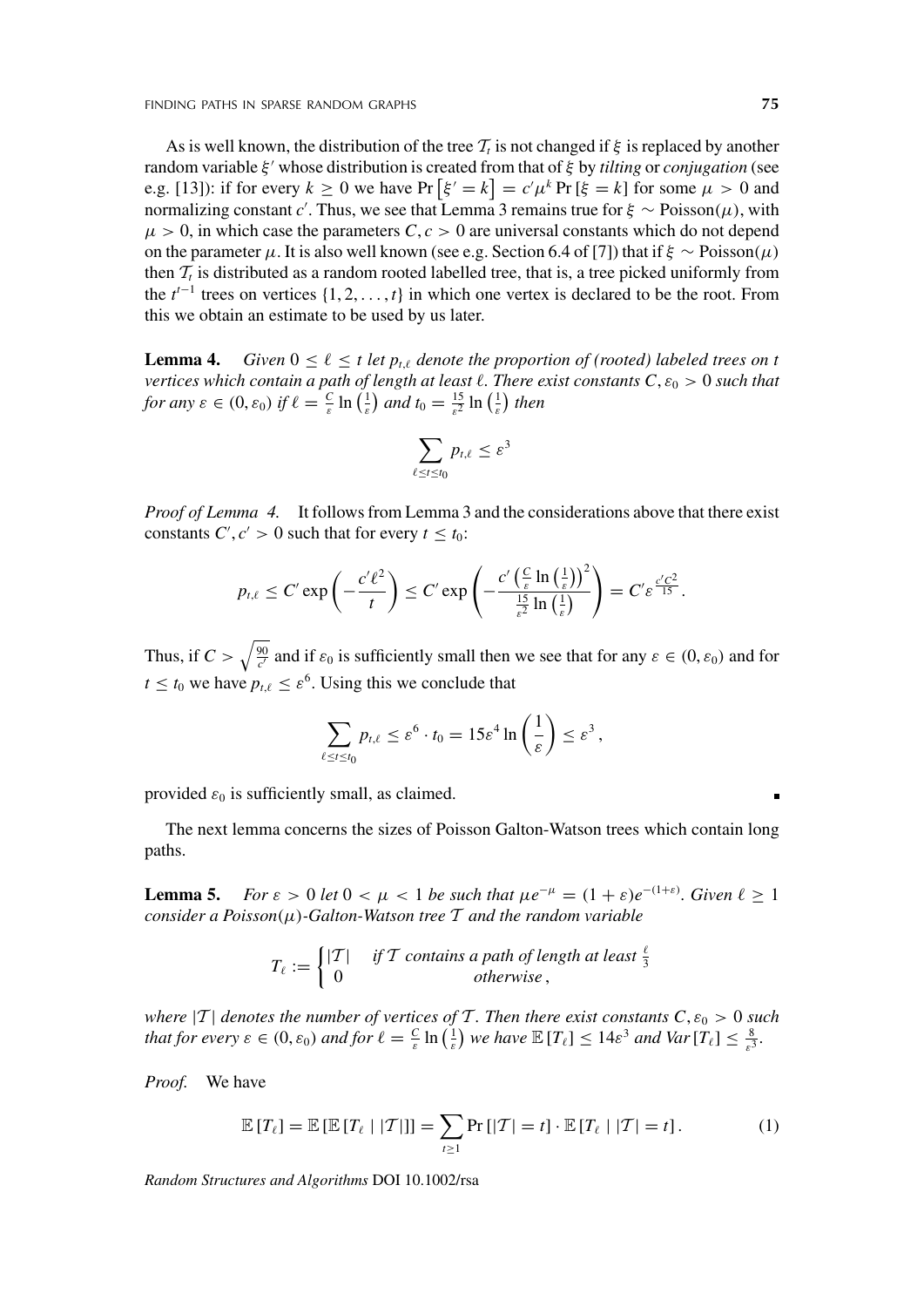As is well known, the distribution of the tree $\mathcal{T}_t$ is not changed if $\xi$ is replaced by another random variable $\xi'$ whose distribution is created from that of $\xi$ by *tilting* or *conjugation* (see e.g. [13]): if for every $k \geq 0$ we have $\Pr\left[\xi' = k\right] = c'\mu^k \Pr\left[\xi = k\right]$ for some $\mu > 0$ and normalizing constant $c'$. Thus, we see that Lemma 3 remains true for $\xi \sim \text{Poisson}(\mu)$, with $\mu > 0$, in which case the parameters $C, c > 0$ are universal constants which do not depend on the parameter $\mu$. It is also well known (see e.g. Section 6.4 of [7]) that if $\xi \sim \text{Poisson}(\mu)$ then $\mathcal{T}_t$ is distributed as a random rooted labelled tree, that is, a tree picked uniformly from the $t^{t-1}$ trees on vertices $\{1, 2, \ldots, t\}$ in which one vertex is declared to be the root. From this we obtain an estimate to be used by us later.

**Lemma 4.** *Given $0 \leq \ell \leq t$ let $p_{t,\ell}$ denote the proportion of (rooted) labeled trees on $t$ vertices which contain a path of length at least $\ell$. There exist constants $C, \varepsilon_0 > 0$ such that for any $\varepsilon \in (0, \varepsilon_0)$ if $\ell = \frac{C}{\varepsilon}\ln\left(\frac{1}{\varepsilon}\right)$ and $t_0 = \frac{15}{\varepsilon^2}\ln\left(\frac{1}{\varepsilon}\right)$ then*

$$\sum_{\ell \leq t \leq t_0} p_{t,\ell} \leq \varepsilon^3$$

*Proof of Lemma 4.* It follows from Lemma 3 and the considerations above that there exist constants $C', c' > 0$ such that for every $t \leq t_0$:

$$p_{t,\ell} \leq C' \exp\left(-\frac{c'\ell^2}{t}\right) \leq C' \exp\left(-\frac{c'\left(\frac{C}{\varepsilon}\ln\left(\frac{1}{\varepsilon}\right)\right)^2}{\frac{15}{\varepsilon^2}\ln\left(\frac{1}{\varepsilon}\right)}\right) = C'\varepsilon^{\frac{c'C^2}{15}}.$$

Thus, if $C > \sqrt{\frac{90}{c'}}$ and if $\varepsilon_0$ is sufficiently small then we see that for any $\varepsilon \in (0, \varepsilon_0)$ and for $t \leq t_0$ we have $p_{t,\ell} \leq \varepsilon^6$. Using this we conclude that

$$\sum_{\ell \leq t \leq t_0} p_{t,\ell} \leq \varepsilon^6 \cdot t_0 = 15\varepsilon^4 \ln\left(\frac{1}{\varepsilon}\right) \leq \varepsilon^3,$$

provided $\varepsilon_0$ is sufficiently small, as claimed. ∎

The next lemma concerns the sizes of Poisson Galton-Watson trees which contain long paths.

**Lemma 5.** *For $\varepsilon > 0$ let $0 < \mu < 1$ be such that $\mu e^{-\mu} = (1+\varepsilon)e^{-(1+\varepsilon)}$. Given $\ell \geq 1$ consider a Poisson$(\mu)$-Galton-Watson tree $\mathcal{T}$ and the random variable*

$$T_\ell := \begin{cases} |\mathcal{T}| & \text{if } \mathcal{T} \text{ contains a path of length at least } \frac{\ell}{3} \\ 0 & \text{otherwise}, \end{cases}$$

*where $|\mathcal{T}|$ denotes the number of vertices of $\mathcal{T}$. Then there exist constants $C, \varepsilon_0 > 0$ such that for every $\varepsilon \in (0, \varepsilon_0)$ and for $\ell = \frac{C}{\varepsilon}\ln\left(\frac{1}{\varepsilon}\right)$ we have $\mathbb{E}\left[T_\ell\right] \leq 14\varepsilon^3$ and $Var\left[T_\ell\right] \leq \frac{8}{\varepsilon^3}$.*

*Proof.* We have

$$\mathbb{E}\left[T_\ell\right] = \mathbb{E}\left[\mathbb{E}\left[T_\ell \mid |\mathcal{T}|\right]\right] = \sum_{t \geq 1} \Pr\left[|\mathcal{T}| = t\right] \cdot \mathbb{E}\left[T_\ell \mid |\mathcal{T}| = t\right]. \tag{1}$$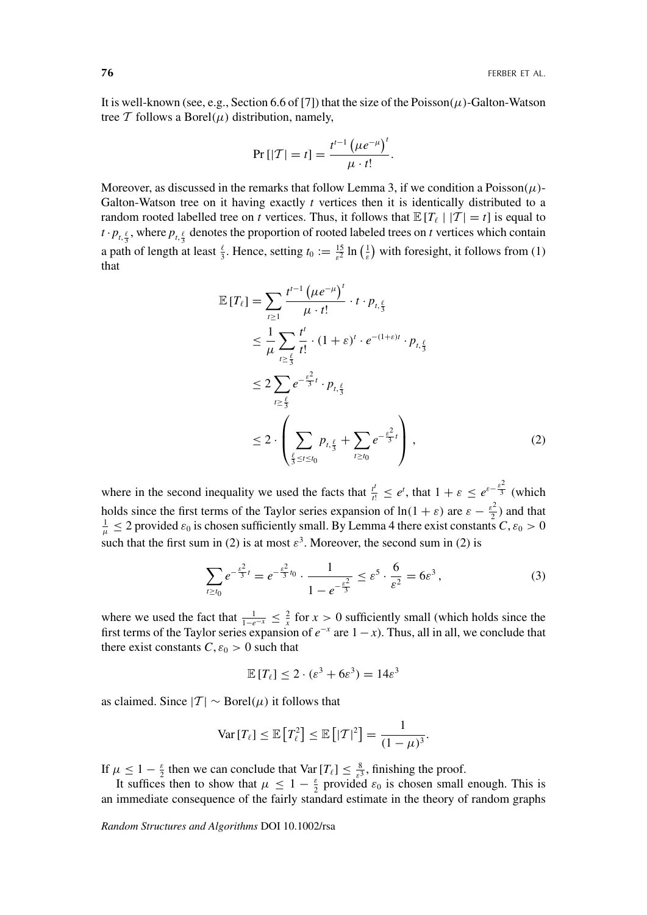It is well-known (see, e.g., Section 6.6 of [7]) that the size of the Poisson($\mu$)-Galton-Watson tree $\mathcal{T}$ follows a Borel($\mu$) distribution, namely,

$$\Pr[|\mathcal{T}| = t] = \frac{t^{t-1}\left(\mu e^{-\mu}\right)^t}{\mu \cdot t!}.$$

Moreover, as discussed in the remarks that follow Lemma 3, if we condition a Poisson($\mu$)-Galton-Watson tree on it having exactly $t$ vertices then it is identically distributed to a random rooted labelled tree on $t$ vertices. Thus, it follows that $\mathbb{E}[T_\ell \mid |\mathcal{T}| = t]$ is equal to $t \cdot p_{t,\frac{\ell}{3}}$, where $p_{t,\frac{\ell}{3}}$ denotes the proportion of rooted labeled trees on $t$ vertices which contain a path of length at least $\frac{\ell}{3}$. Hence, setting $t_0 := \frac{15}{\varepsilon^2}\ln\left(\frac{1}{\varepsilon}\right)$ with foresight, it follows from (1) that

$$\begin{aligned}
\mathbb{E}[T_\ell] &= \sum_{t \geq 1} \frac{t^{t-1}\left(\mu e^{-\mu}\right)^t}{\mu \cdot t!} \cdot t \cdot p_{t,\frac{\ell}{3}} \\
&\leq \frac{1}{\mu} \sum_{t \geq \frac{\ell}{3}} \frac{t^t}{t!} \cdot (1+\varepsilon)^t \cdot e^{-(1+\varepsilon)t} \cdot p_{t,\frac{\ell}{3}} \\
&\leq 2 \sum_{t \geq \frac{\ell}{3}} e^{-\frac{\varepsilon^2}{3}t} \cdot p_{t,\frac{\ell}{3}} \\
&\leq 2 \cdot \left( \sum_{\frac{\ell}{3} \leq t \leq t_0} p_{t,\frac{\ell}{3}} + \sum_{t \geq t_0} e^{-\frac{\varepsilon^2}{3}t} \right), \qquad (2)
\end{aligned}$$

where in the second inequality we used the facts that $\frac{t^t}{t!} \leq e^t$, that $1+\varepsilon \leq e^{\varepsilon - \frac{\varepsilon^2}{3}}$ (which holds since the first terms of the Taylor series expansion of $\ln(1+\varepsilon)$ are $\varepsilon - \frac{\varepsilon^2}{2}$) and that $\frac{1}{\mu} \leq 2$ provided $\varepsilon_0$ is chosen sufficiently small. By Lemma 4 there exist constants $C, \varepsilon_0 > 0$ such that the first sum in (2) is at most $\varepsilon^3$. Moreover, the second sum in (2) is

$$\sum_{t \geq t_0} e^{-\frac{\varepsilon^2}{3}t} = e^{-\frac{\varepsilon^2}{3}t_0} \cdot \frac{1}{1 - e^{-\frac{\varepsilon^2}{3}}} \leq \varepsilon^5 \cdot \frac{6}{\varepsilon^2} = 6\varepsilon^3, \qquad (3)$$

where we used the fact that $\frac{1}{1-e^{-x}} \leq \frac{2}{x}$ for $x > 0$ sufficiently small (which holds since the first terms of the Taylor series expansion of $e^{-x}$ are $1 - x$). Thus, all in all, we conclude that there exist constants $C, \varepsilon_0 > 0$ such that

$$\mathbb{E}[T_\ell] \leq 2 \cdot (\varepsilon^3 + 6\varepsilon^3) = 14\varepsilon^3$$

as claimed. Since $|\mathcal{T}| \sim$ Borel($\mu$) it follows that

$$\mathrm{Var}[T_\ell] \leq \mathbb{E}\left[T_\ell^2\right] \leq \mathbb{E}\left[|\mathcal{T}|^2\right] = \frac{1}{(1-\mu)^3}.$$

If $\mu \leq 1 - \frac{\varepsilon}{2}$ then we can conclude that $\mathrm{Var}[T_\ell] \leq \frac{8}{\varepsilon^3}$, finishing the proof.

It suffices then to show that $\mu \leq 1 - \frac{\varepsilon}{2}$ provided $\varepsilon_0$ is chosen small enough. This is an immediate consequence of the fairly standard estimate in the theory of random graphs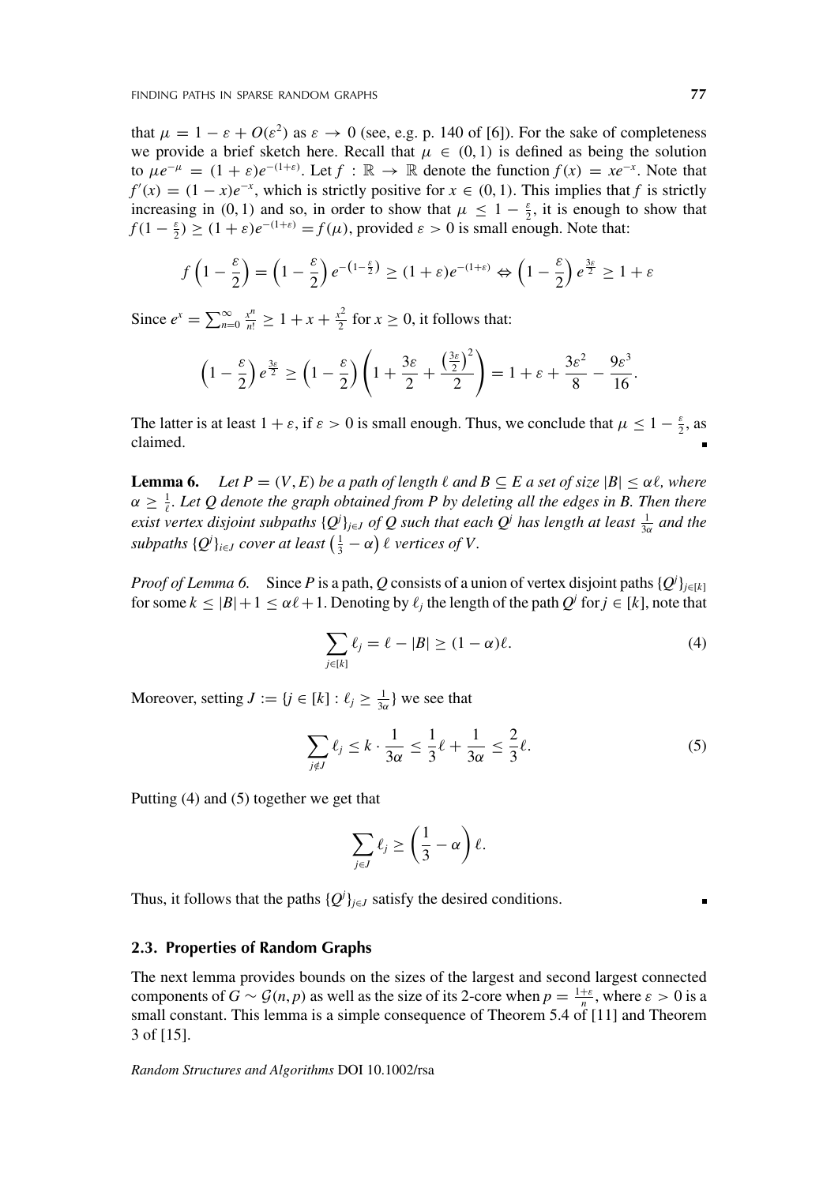that $\mu = 1 - \varepsilon + O(\varepsilon^2)$ as $\varepsilon \to 0$ (see, e.g. p. 140 of [6]). For the sake of completeness we provide a brief sketch here. Recall that $\mu \in (0, 1)$ is defined as being the solution to $\mu e^{-\mu} = (1 + \varepsilon)e^{-(1+\varepsilon)}$. Let $f : \mathbb{R} \to \mathbb{R}$ denote the function $f(x) = xe^{-x}$. Note that $f'(x) = (1 - x)e^{-x}$, which is strictly positive for $x \in (0, 1)$. This implies that $f$ is strictly increasing in $(0, 1)$ and so, in order to show that $\mu \leq 1 - \frac{\varepsilon}{2}$, it is enough to show that $f(1 - \frac{\varepsilon}{2}) \geq (1 + \varepsilon)e^{-(1+\varepsilon)} = f(\mu)$, provided $\varepsilon > 0$ is small enough. Note that:

$$f\left(1 - \frac{\varepsilon}{2}\right) = \left(1 - \frac{\varepsilon}{2}\right) e^{-\left(1 - \frac{\varepsilon}{2}\right)} \geq (1 + \varepsilon)e^{-(1+\varepsilon)} \Leftrightarrow \left(1 - \frac{\varepsilon}{2}\right) e^{\frac{3\varepsilon}{2}} \geq 1 + \varepsilon$$

Since $e^x = \sum_{n=0}^{\infty} \frac{x^n}{n!} \geq 1 + x + \frac{x^2}{2}$ for $x \geq 0$, it follows that:

$$\left(1 - \frac{\varepsilon}{2}\right) e^{\frac{3\varepsilon}{2}} \geq \left(1 - \frac{\varepsilon}{2}\right) \left(1 + \frac{3\varepsilon}{2} + \frac{\left(\frac{3\varepsilon}{2}\right)^2}{2}\right) = 1 + \varepsilon + \frac{3\varepsilon^2}{8} - \frac{9\varepsilon^3}{16}.$$

The latter is at least $1 + \varepsilon$, if $\varepsilon > 0$ is small enough. Thus, we conclude that $\mu \leq 1 - \frac{\varepsilon}{2}$, as claimed. ∎

**Lemma 6.** *Let $P = (V, E)$ be a path of length $\ell$ and $B \subseteq E$ a set of size $|B| \leq \alpha\ell$, where $\alpha \geq \frac{1}{\ell}$. Let $Q$ denote the graph obtained from $P$ by deleting all the edges in $B$. Then there exist vertex disjoint subpaths $\{Q^j\}_{j \in J}$ of $Q$ such that each $Q^j$ has length at least $\frac{1}{3\alpha}$ and the subpaths $\{Q^j\}_{i \in J}$ cover at least $\left(\frac{1}{3} - \alpha\right) \ell$ vertices of $V$.*

*Proof of Lemma 6.* Since $P$ is a path, $Q$ consists of a union of vertex disjoint paths $\{Q^j\}_{j \in [k]}$ for some $k \leq |B| + 1 \leq \alpha\ell + 1$. Denoting by $\ell_j$ the length of the path $Q^j$ for $j \in [k]$, note that

$$\sum_{j \in [k]} \ell_j = \ell - |B| \geq (1 - \alpha)\ell. \tag{4}$$

Moreover, setting $J := \{j \in [k] : \ell_j \geq \frac{1}{3\alpha}\}$ we see that

$$\sum_{j \notin J} \ell_j \leq k \cdot \frac{1}{3\alpha} \leq \frac{1}{3}\ell + \frac{1}{3\alpha} \leq \frac{2}{3}\ell. \tag{5}$$

Putting (4) and (5) together we get that

$$\sum_{j \in J} \ell_j \geq \left(\frac{1}{3} - \alpha\right) \ell.$$

Thus, it follows that the paths $\{Q^j\}_{j \in J}$ satisfy the desired conditions. ∎

### 2.3. Properties of Random Graphs

The next lemma provides bounds on the sizes of the largest and second largest connected components of $G \sim \mathcal{G}(n, p)$ as well as the size of its 2-core when $p = \frac{1+\varepsilon}{n}$, where $\varepsilon > 0$ is a small constant. This lemma is a simple consequence of Theorem 5.4 of [11] and Theorem 3 of [15].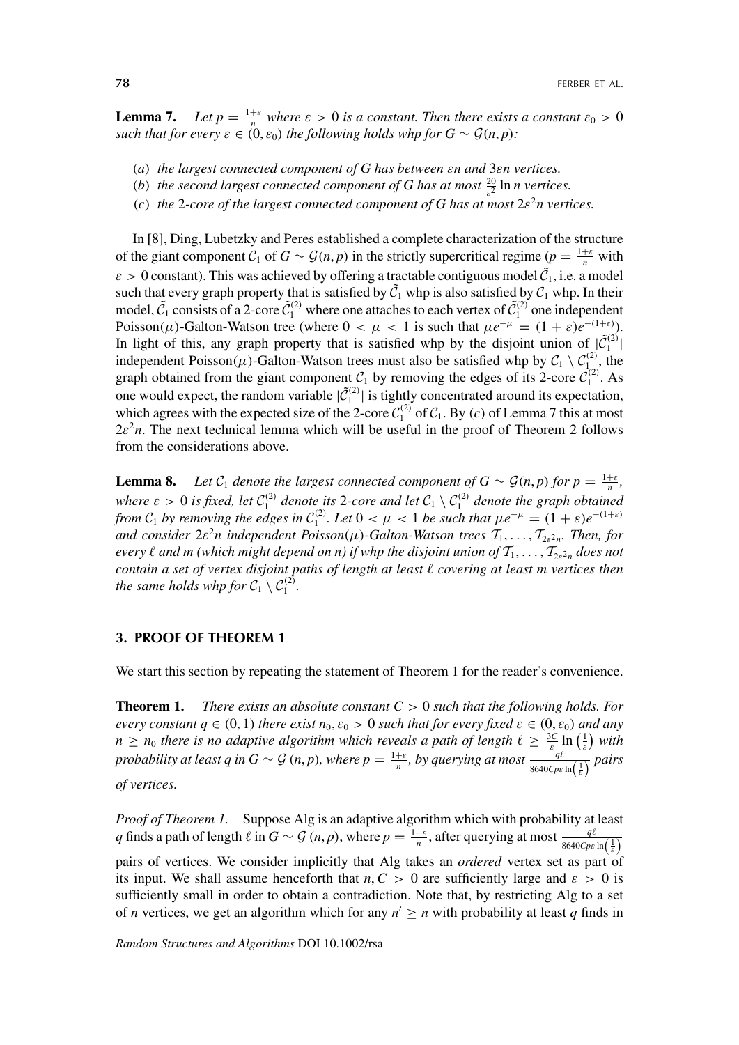**Lemma 7.** *Let $p = \frac{1+\varepsilon}{n}$ where $\varepsilon > 0$ is a constant. Then there exists a constant $\varepsilon_0 > 0$ such that for every $\varepsilon \in (0, \varepsilon_0)$ the following holds whp for $G \sim \mathcal{G}(n,p)$:*

(*a*) *the largest connected component of $G$ has between $\varepsilon n$ and $3\varepsilon n$ vertices.*
(*b*) *the second largest connected component of $G$ has at most $\frac{20}{\varepsilon^2} \ln n$ vertices.*
(*c*) *the 2-core of the largest connected component of $G$ has at most $2\varepsilon^2 n$ vertices.*

In [8], Ding, Lubetzky and Peres established a complete characterization of the structure of the giant component $\mathcal{C}_1$ of $G \sim \mathcal{G}(n,p)$ in the strictly supercritical regime ($p = \frac{1+\varepsilon}{n}$ with $\varepsilon > 0$ constant). This was achieved by offering a tractable contiguous model $\tilde{\mathcal{C}}_1$, i.e. a model such that every graph property that is satisfied by $\tilde{\mathcal{C}}_1$ whp is also satisfied by $\mathcal{C}_1$ whp. In their model, $\tilde{\mathcal{C}}_1$ consists of a 2-core $\tilde{\mathcal{C}}_1^{(2)}$ where one attaches to each vertex of $\tilde{\mathcal{C}}_1^{(2)}$ one independent Poisson($\mu$)-Galton-Watson tree (where $0 < \mu < 1$ is such that $\mu e^{-\mu} = (1+\varepsilon)e^{-(1+\varepsilon)}$). In light of this, any graph property that is satisfied whp by the disjoint union of $|\tilde{\mathcal{C}}_1^{(2)}|$ independent Poisson($\mu$)-Galton-Watson trees must also be satisfied whp by $\mathcal{C}_1 \setminus \mathcal{C}_1^{(2)}$, the graph obtained from the giant component $\mathcal{C}_1$ by removing the edges of its 2-core $\mathcal{C}_1^{(2)}$. As one would expect, the random variable $|\tilde{\mathcal{C}}_1^{(2)}|$ is tightly concentrated around its expectation, which agrees with the expected size of the 2-core $\mathcal{C}_1^{(2)}$ of $\mathcal{C}_1$. By (*c*) of Lemma 7 this at most $2\varepsilon^2 n$. The next technical lemma which will be useful in the proof of Theorem 2 follows from the considerations above.

**Lemma 8.** *Let $\mathcal{C}_1$ denote the largest connected component of $G \sim \mathcal{G}(n,p)$ for $p = \frac{1+\varepsilon}{n}$, where $\varepsilon > 0$ is fixed, let $\mathcal{C}_1^{(2)}$ denote its 2-core and let $\mathcal{C}_1 \setminus \mathcal{C}_1^{(2)}$ denote the graph obtained from $\mathcal{C}_1$ by removing the edges in $\mathcal{C}_1^{(2)}$. Let $0 < \mu < 1$ be such that $\mu e^{-\mu} = (1+\varepsilon)e^{-(1+\varepsilon)}$ and consider $2\varepsilon^2 n$ independent Poisson($\mu$)-Galton-Watson trees $\mathcal{T}_1, \ldots, \mathcal{T}_{2\varepsilon^2 n}$. Then, for every $\ell$ and $m$ (which might depend on $n$) if whp the disjoint union of $\mathcal{T}_1, \ldots, \mathcal{T}_{2\varepsilon^2 n}$ does not contain a set of vertex disjoint paths of length at least $\ell$ covering at least $m$ vertices then the same holds whp for $\mathcal{C}_1 \setminus \mathcal{C}_1^{(2)}$.*

## 3. PROOF OF THEOREM 1

We start this section by repeating the statement of Theorem 1 for the reader's convenience.

**Theorem 1.** *There exists an absolute constant $C > 0$ such that the following holds. For every constant $q \in (0,1)$ there exist $n_0, \varepsilon_0 > 0$ such that for every fixed $\varepsilon \in (0, \varepsilon_0)$ and any $n \geq n_0$ there is no adaptive algorithm which reveals a path of length $\ell \geq \frac{3C}{\varepsilon} \ln\left(\frac{1}{\varepsilon}\right)$ with probability at least $q$ in $G \sim \mathcal{G}(n,p)$, where $p = \frac{1+\varepsilon}{n}$, by querying at most $\frac{q\ell}{8640 C p \varepsilon \ln\left(\frac{1}{\varepsilon}\right)}$ pairs of vertices.*

*Proof of Theorem 1.* Suppose Alg is an adaptive algorithm which with probability at least $q$ finds a path of length $\ell$ in $G \sim \mathcal{G}(n,p)$, where $p = \frac{1+\varepsilon}{n}$, after querying at most $\frac{q\ell}{8640 C p \varepsilon \ln\left(\frac{1}{\varepsilon}\right)}$ pairs of vertices. We consider implicitly that Alg takes an *ordered* vertex set as part of its input. We shall assume henceforth that $n, C > 0$ are sufficiently large and $\varepsilon > 0$ is sufficiently small in order to obtain a contradiction. Note that, by restricting Alg to a set of $n$ vertices, we get an algorithm which for any $n' \geq n$ with probability at least $q$ finds in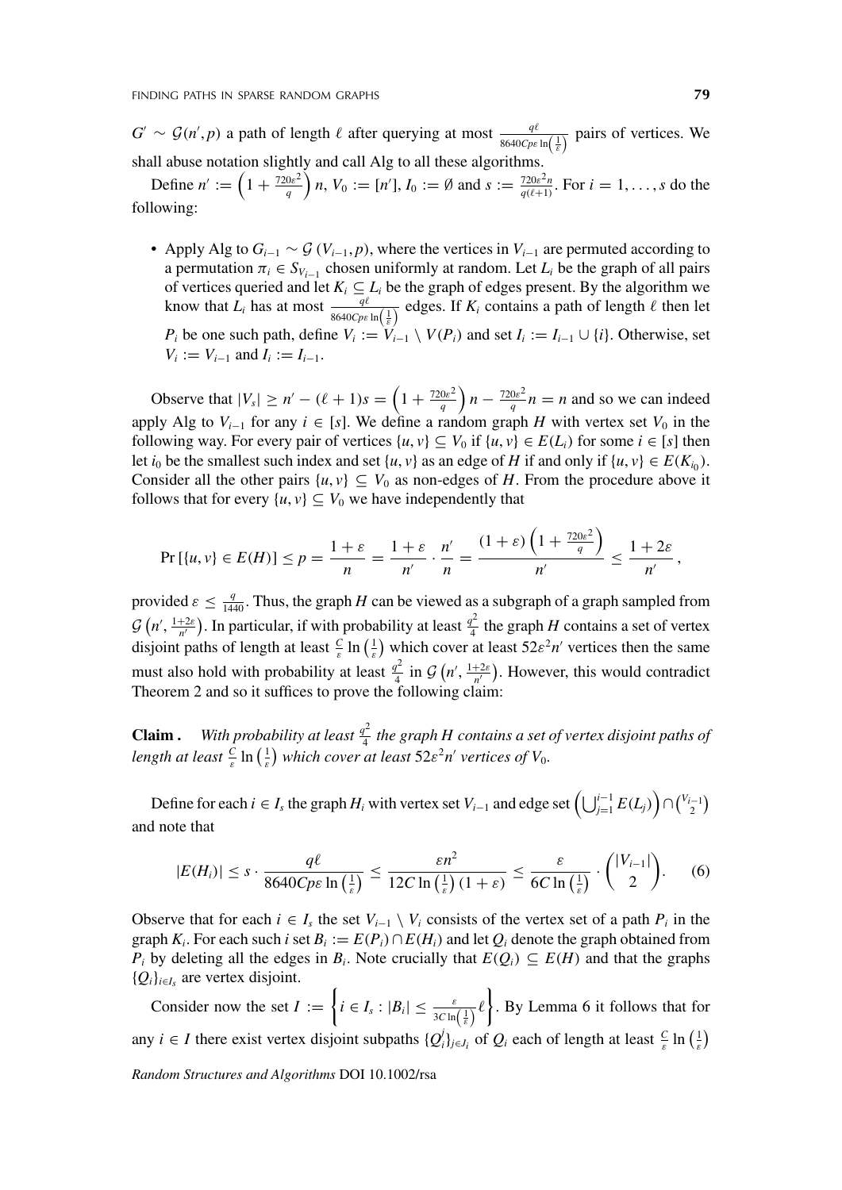$G' \sim \mathcal{G}(n', p)$ a path of length $\ell$ after querying at most $\frac{q\ell}{8640Cp\varepsilon \ln\left(\frac{1}{\varepsilon}\right)}$ pairs of vertices. We shall abuse notation slightly and call Alg to all these algorithms.

Define $n' := \left(1 + \frac{720\varepsilon^2}{q}\right) n$, $V_0 := [n']$, $I_0 := \emptyset$ and $s := \frac{720\varepsilon^2 n}{q(\ell+1)}$. For $i = 1, \ldots, s$ do the following:

- Apply Alg to $G_{i-1} \sim \mathcal{G}(V_{i-1}, p)$, where the vertices in $V_{i-1}$ are permuted according to a permutation $\pi_i \in S_{V_{i-1}}$ chosen uniformly at random. Let $L_i$ be the graph of all pairs of vertices queried and let $K_i \subseteq L_i$ be the graph of edges present. By the algorithm we know that $L_i$ has at most $\frac{q\ell}{8640Cp\varepsilon \ln\left(\frac{1}{\varepsilon}\right)}$ edges. If $K_i$ contains a path of length $\ell$ then let $P_i$ be one such path, define $V_i := V_{i-1} \setminus V(P_i)$ and set $I_i := I_{i-1} \cup \{i\}$. Otherwise, set $V_i := V_{i-1}$ and $I_i := I_{i-1}$.

Observe that $|V_s| \geq n' - (\ell+1)s = \left(1 + \frac{720\varepsilon^2}{q}\right) n - \frac{720\varepsilon^2}{q} n = n$ and so we can indeed apply Alg to $V_{i-1}$ for any $i \in [s]$. We define a random graph $H$ with vertex set $V_0$ in the following way. For every pair of vertices $\{u, v\} \subseteq V_0$ if $\{u, v\} \in E(L_i)$ for some $i \in [s]$ then let $i_0$ be the smallest such index and set $\{u, v\}$ as an edge of $H$ if and only if $\{u, v\} \in E(K_{i_0})$. Consider all the other pairs $\{u, v\} \subseteq V_0$ as non-edges of $H$. From the procedure above it follows that for every $\{u, v\} \subseteq V_0$ we have independently that

$$\Pr\left[\{u, v\} \in E(H)\right] \leq p = \frac{1+\varepsilon}{n} = \frac{1+\varepsilon}{n'} \cdot \frac{n'}{n} = \frac{(1+\varepsilon)\left(1 + \frac{720\varepsilon^2}{q}\right)}{n'} \leq \frac{1+2\varepsilon}{n'},$$

provided $\varepsilon \leq \frac{q}{1440}$. Thus, the graph $H$ can be viewed as a subgraph of a graph sampled from $\mathcal{G}\left(n', \frac{1+2\varepsilon}{n'}\right)$. In particular, if with probability at least $\frac{q^2}{4}$ the graph $H$ contains a set of vertex disjoint paths of length at least $\frac{C}{\varepsilon}\ln\left(\frac{1}{\varepsilon}\right)$ which cover at least $52\varepsilon^2 n'$ vertices then the same must also hold with probability at least $\frac{q^2}{4}$ in $\mathcal{G}\left(n', \frac{1+2\varepsilon}{n'}\right)$. However, this would contradict Theorem 2 and so it suffices to prove the following claim:

**Claim .** *With probability at least $\frac{q^2}{4}$ the graph $H$ contains a set of vertex disjoint paths of length at least $\frac{C}{\varepsilon}\ln\left(\frac{1}{\varepsilon}\right)$ which cover at least $52\varepsilon^2 n'$ vertices of $V_0$.*

Define for each $i \in I_s$ the graph $H_i$ with vertex set $V_{i-1}$ and edge set $\left(\bigcup_{j=1}^{i-1} E(L_j)\right) \cap \binom{V_{i-1}}{2}$ and note that

$$|E(H_i)| \leq s \cdot \frac{q\ell}{8640Cp\varepsilon \ln\left(\frac{1}{\varepsilon}\right)} \leq \frac{\varepsilon n^2}{12C\ln\left(\frac{1}{\varepsilon}\right)(1+\varepsilon)} \leq \frac{\varepsilon}{6C\ln\left(\frac{1}{\varepsilon}\right)} \cdot \binom{|V_{i-1}|}{2}. \qquad (6)$$

Observe that for each $i \in I_s$ the set $V_{i-1} \setminus V_i$ consists of the vertex set of a path $P_i$ in the graph $K_i$. For each such $i$ set $B_i := E(P_i) \cap E(H_i)$ and let $Q_i$ denote the graph obtained from $P_i$ by deleting all the edges in $B_i$. Note crucially that $E(Q_i) \subseteq E(H)$ and that the graphs $\{Q_i\}_{i \in I_s}$ are vertex disjoint.

Consider now the set $I := \left\{ i \in I_s : |B_i| \leq \frac{\varepsilon}{3C\ln\left(\frac{1}{\varepsilon}\right)}\ell \right\}$. By Lemma 6 it follows that for any $i \in I$ there exist vertex disjoint subpaths $\{Q_i^j\}_{j \in J_i}$ of $Q_i$ each of length at least $\frac{C}{\varepsilon}\ln\left(\frac{1}{\varepsilon}\right)$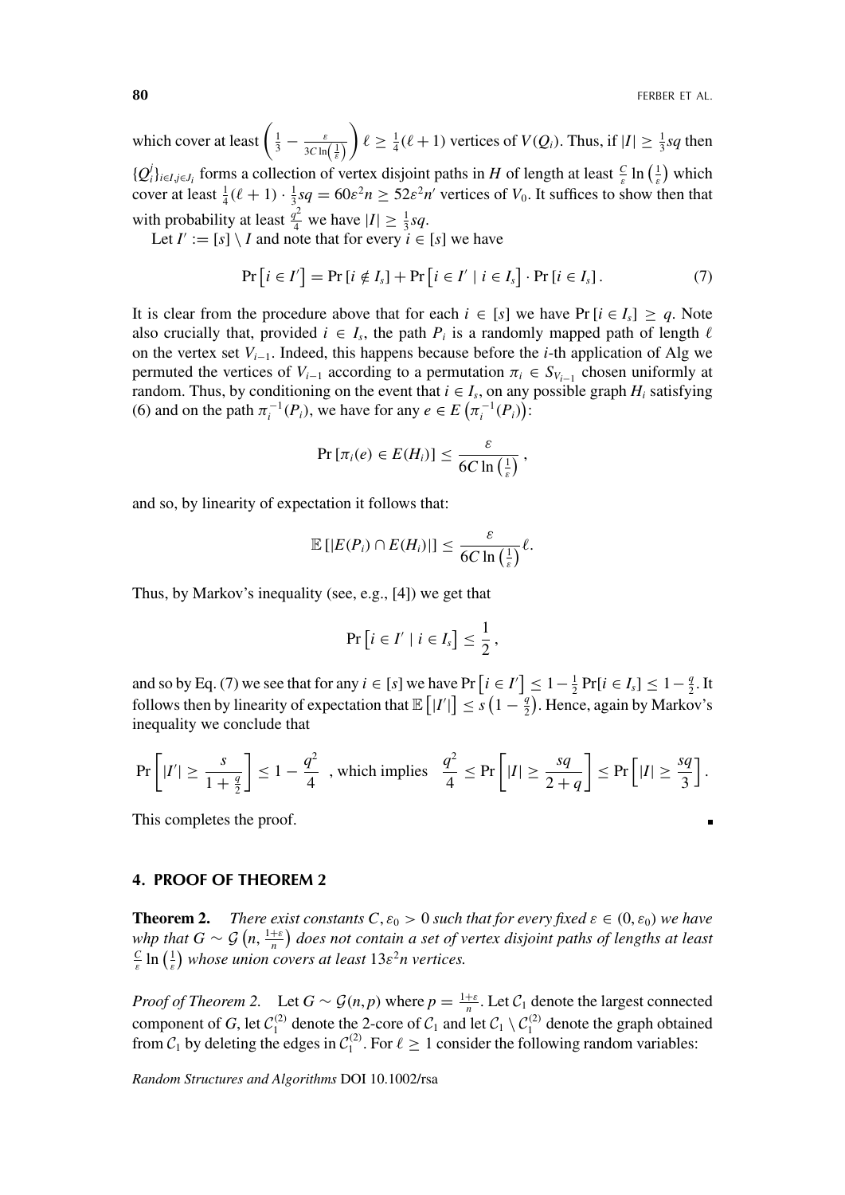which cover at least $\left(\frac{1}{3} - \frac{\varepsilon}{3C\ln\left(\frac{1}{\varepsilon}\right)}\right)\ell \geq \frac{1}{4}(\ell+1)$ vertices of $V(Q_i)$. Thus, if $|I| \geq \frac{1}{3}sq$ then $\{Q_i^j\}_{i\in I, j\in J_i}$ forms a collection of vertex disjoint paths in $H$ of length at least $\frac{C}{\varepsilon}\ln\left(\frac{1}{\varepsilon}\right)$ which cover at least $\frac{1}{4}(\ell+1)\cdot\frac{1}{3}sq = 60\varepsilon^2 n \geq 52\varepsilon^2 n'$ vertices of $V_0$. It suffices to show then that with probability at least $\frac{q^2}{4}$ we have $|I| \geq \frac{1}{3}sq$.

Let $I' := [s] \setminus I$ and note that for every $i \in [s]$ we have

$$\Pr\left[i \in I'\right] = \Pr\left[i \notin I_s\right] + \Pr\left[i \in I' \mid i \in I_s\right] \cdot \Pr\left[i \in I_s\right]. \tag{7}$$

It is clear from the procedure above that for each $i \in [s]$ we have $\Pr[i \in I_s] \geq q$. Note also crucially that, provided $i \in I_s$, the path $P_i$ is a randomly mapped path of length $\ell$ on the vertex set $V_{i-1}$. Indeed, this happens because before the $i$-th application of Alg we permuted the vertices of $V_{i-1}$ according to a permutation $\pi_i \in S_{V_{i-1}}$ chosen uniformly at random. Thus, by conditioning on the event that $i \in I_s$, on any possible graph $H_i$ satisfying (6) and on the path $\pi_i^{-1}(P_i)$, we have for any $e \in E\left(\pi_i^{-1}(P_i)\right)$:

$$\Pr\left[\pi_i(e) \in E(H_i)\right] \leq \frac{\varepsilon}{6C\ln\left(\frac{1}{\varepsilon}\right)},$$

and so, by linearity of expectation it follows that:

$$\mathbb{E}\left[|E(P_i) \cap E(H_i)|\right] \leq \frac{\varepsilon}{6C\ln\left(\frac{1}{\varepsilon}\right)}\ell.$$

Thus, by Markov's inequality (see, e.g., [4]) we get that

$$\Pr\left[i \in I' \mid i \in I_s\right] \leq \frac{1}{2},$$

and so by Eq. (7) we see that for any $i \in [s]$ we have $\Pr\left[i \in I'\right] \leq 1 - \frac{1}{2}\Pr[i \in I_s] \leq 1 - \frac{q}{2}$. It follows then by linearity of expectation that $\mathbb{E}\left[|I'|\right] \leq s\left(1 - \frac{q}{2}\right)$. Hence, again by Markov's inequality we conclude that

$$\Pr\left[|I'| \geq \frac{s}{1+\frac{q}{2}}\right] \leq 1 - \frac{q^2}{4} \quad \text{, which implies} \quad \frac{q^2}{4} \leq \Pr\left[|I| \geq \frac{sq}{2+q}\right] \leq \Pr\left[|I| \geq \frac{sq}{3}\right].$$

This completes the proof. ∎

## 4. PROOF OF THEOREM 2

**Theorem 2.** *There exist constants $C, \varepsilon_0 > 0$ such that for every fixed $\varepsilon \in (0, \varepsilon_0)$ we have whp that $G \sim \mathcal{G}\left(n, \frac{1+\varepsilon}{n}\right)$ does not contain a set of vertex disjoint paths of lengths at least $\frac{C}{\varepsilon}\ln\left(\frac{1}{\varepsilon}\right)$ whose union covers at least $13\varepsilon^2 n$ vertices.*

*Proof of Theorem 2.* Let $G \sim \mathcal{G}(n,p)$ where $p = \frac{1+\varepsilon}{n}$. Let $\mathcal{C}_1$ denote the largest connected component of $G$, let $\mathcal{C}_1^{(2)}$ denote the 2-core of $\mathcal{C}_1$ and let $\mathcal{C}_1 \setminus \mathcal{C}_1^{(2)}$ denote the graph obtained from $\mathcal{C}_1$ by deleting the edges in $\mathcal{C}_1^{(2)}$. For $\ell \geq 1$ consider the following random variables: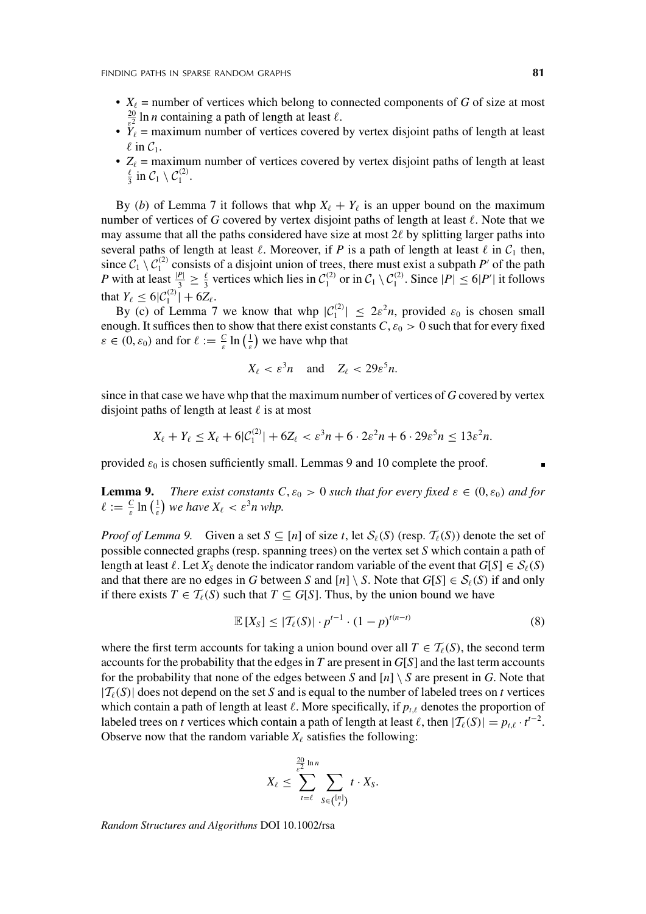- $X_\ell$ = number of vertices which belong to connected components of $G$ of size at most $\frac{20}{\varepsilon^2}\ln n$ containing a path of length at least $\ell$.
- $Y_\ell$ = maximum number of vertices covered by vertex disjoint paths of length at least $\ell$ in $\mathcal{C}_1$.
- $Z_\ell$ = maximum number of vertices covered by vertex disjoint paths of length at least $\frac{\ell}{3}$ in $\mathcal{C}_1 \setminus \mathcal{C}_1^{(2)}$.

By (*b*) of Lemma 7 it follows that whp $X_\ell + Y_\ell$ is an upper bound on the maximum number of vertices of $G$ covered by vertex disjoint paths of length at least $\ell$. Note that we may assume that all the paths considered have size at most $2\ell$ by splitting larger paths into several paths of length at least $\ell$. Moreover, if $P$ is a path of length at least $\ell$ in $\mathcal{C}_1$ then, since $\mathcal{C}_1 \setminus \mathcal{C}_1^{(2)}$ consists of a disjoint union of trees, there must exist a subpath $P'$ of the path $P$ with at least $\frac{|P|}{3} \geq \frac{\ell}{3}$ vertices which lies in $\mathcal{C}_1^{(2)}$ or in $\mathcal{C}_1 \setminus \mathcal{C}_1^{(2)}$. Since $|P| \leq 6|P'|$ it follows that $Y_\ell \leq 6|\mathcal{C}_1^{(2)}| + 6Z_\ell$.

By (c) of Lemma 7 we know that whp $|\mathcal{C}_1^{(2)}| \leq 2\varepsilon^2 n$, provided $\varepsilon_0$ is chosen small enough. It suffices then to show that there exist constants $C, \varepsilon_0 > 0$ such that for every fixed $\varepsilon \in (0, \varepsilon_0)$ and for $\ell := \frac{C}{\varepsilon}\ln\left(\frac{1}{\varepsilon}\right)$ we have whp that

$$X_\ell < \varepsilon^3 n \quad \text{and} \quad Z_\ell < 29\varepsilon^5 n.$$

since in that case we have whp that the maximum number of vertices of $G$ covered by vertex disjoint paths of length at least $\ell$ is at most

$$X_\ell + Y_\ell \leq X_\ell + 6|\mathcal{C}_1^{(2)}| + 6Z_\ell < \varepsilon^3 n + 6 \cdot 2\varepsilon^2 n + 6 \cdot 29\varepsilon^5 n \leq 13\varepsilon^2 n.$$

provided $\varepsilon_0$ is chosen sufficiently small. Lemmas 9 and 10 complete the proof. ∎

**Lemma 9.** *There exist constants $C, \varepsilon_0 > 0$ such that for every fixed $\varepsilon \in (0, \varepsilon_0)$ and for $\ell := \frac{C}{\varepsilon}\ln\left(\frac{1}{\varepsilon}\right)$ we have $X_\ell < \varepsilon^3 n$ whp.*

*Proof of Lemma 9.* Given a set $S \subseteq [n]$ of size $t$, let $\mathcal{S}_\ell(S)$ (resp. $\mathcal{T}_\ell(S)$) denote the set of possible connected graphs (resp. spanning trees) on the vertex set $S$ which contain a path of length at least $\ell$. Let $X_S$ denote the indicator random variable of the event that $G[S] \in \mathcal{S}_\ell(S)$ and that there are no edges in $G$ between $S$ and $[n] \setminus S$. Note that $G[S] \in \mathcal{S}_\ell(S)$ if and only if there exists $T \in \mathcal{T}_\ell(S)$ such that $T \subseteq G[S]$. Thus, by the union bound we have

$$\mathbb{E}[X_S] \leq |\mathcal{T}_\ell(S)| \cdot p^{t-1} \cdot (1-p)^{t(n-t)} \tag{8}$$

where the first term accounts for taking a union bound over all $T \in \mathcal{T}_\ell(S)$, the second term accounts for the probability that the edges in $T$ are present in $G[S]$ and the last term accounts for the probability that none of the edges between $S$ and $[n] \setminus S$ are present in $G$. Note that $|\mathcal{T}_\ell(S)|$ does not depend on the set $S$ and is equal to the number of labeled trees on $t$ vertices which contain a path of length at least $\ell$. More specifically, if $p_{t,\ell}$ denotes the proportion of labeled trees on $t$ vertices which contain a path of length at least $\ell$, then $|\mathcal{T}_\ell(S)| = p_{t,\ell} \cdot t^{t-2}$. Observe now that the random variable $X_\ell$ satisfies the following:

$$X_\ell \leq \sum_{t=\ell}^{\frac{20}{\varepsilon^2}\ln n} \sum_{S \in \binom{[n]}{t}} t \cdot X_S.$$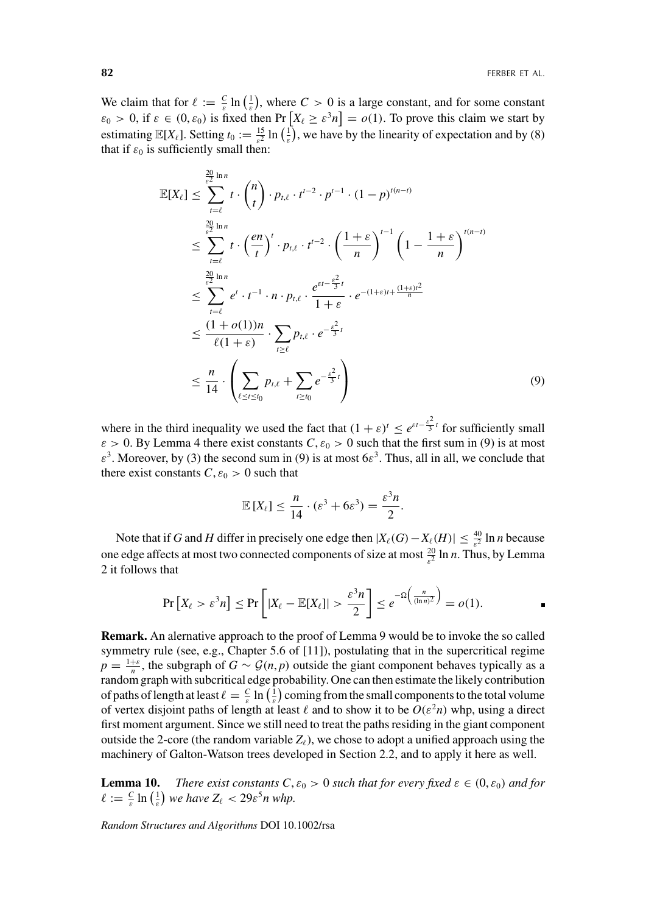We claim that for $\ell := \frac{C}{\varepsilon}\ln\left(\frac{1}{\varepsilon}\right)$, where $C > 0$ is a large constant, and for some constant $\varepsilon_0 > 0$, if $\varepsilon \in (0, \varepsilon_0)$ is fixed then $\Pr\left[X_\ell \geq \varepsilon^3 n\right] = o(1)$. To prove this claim we start by estimating $\mathbb{E}[X_\ell]$. Setting $t_0 := \frac{15}{\varepsilon^2}\ln\left(\frac{1}{\varepsilon}\right)$, we have by the linearity of expectation and by (8) that if $\varepsilon_0$ is sufficiently small then:

$$
\begin{aligned}
\mathbb{E}[X_\ell] &\leq \sum_{t=\ell}^{\frac{20}{\varepsilon^2}\ln n} t \cdot \binom{n}{t} \cdot p_{t,\ell} \cdot t^{t-2} \cdot p^{t-1} \cdot (1-p)^{t(n-t)} \\
&\leq \sum_{t=\ell}^{\frac{20}{\varepsilon^2}\ln n} t \cdot \left(\frac{en}{t}\right)^t \cdot p_{t,\ell} \cdot t^{t-2} \cdot \left(\frac{1+\varepsilon}{n}\right)^{t-1}\left(1-\frac{1+\varepsilon}{n}\right)^{t(n-t)} \\
&\leq \sum_{t=\ell}^{\frac{20}{\varepsilon^2}\ln n} e^t \cdot t^{-1} \cdot n \cdot p_{t,\ell} \cdot \frac{e^{\varepsilon t - \frac{\varepsilon^2}{3}t}}{1+\varepsilon} \cdot e^{-(1+\varepsilon)t + \frac{(1+\varepsilon)t^2}{n}} \\
&\leq \frac{(1+o(1))n}{\ell(1+\varepsilon)} \cdot \sum_{t\geq \ell} p_{t,\ell} \cdot e^{-\frac{\varepsilon^2}{3}t} \\
&\leq \frac{n}{14} \cdot \left(\sum_{\ell \leq t \leq t_0} p_{t,\ell} + \sum_{t \geq t_0} e^{-\frac{\varepsilon^2}{3}t}\right) \qquad (9)
\end{aligned}
$$

where in the third inequality we used the fact that $(1+\varepsilon)^t \leq e^{\varepsilon t - \frac{\varepsilon^2}{3}t}$ for sufficiently small $\varepsilon > 0$. By Lemma 4 there exist constants $C, \varepsilon_0 > 0$ such that the first sum in (9) is at most $\varepsilon^3$. Moreover, by (3) the second sum in (9) is at most $6\varepsilon^3$. Thus, all in all, we conclude that there exist constants $C, \varepsilon_0 > 0$ such that

$$
\mathbb{E}\left[X_\ell\right] \leq \frac{n}{14} \cdot (\varepsilon^3 + 6\varepsilon^3) = \frac{\varepsilon^3 n}{2}.
$$

Note that if $G$ and $H$ differ in precisely one edge then $|X_\ell(G) - X_\ell(H)| \leq \frac{40}{\varepsilon^2}\ln n$ because one edge affects at most two connected components of size at most $\frac{20}{\varepsilon^2}\ln n$. Thus, by Lemma 2 it follows that

$$
\Pr\left[X_\ell > \varepsilon^3 n\right] \leq \Pr\left[|X_\ell - \mathbb{E}[X_\ell]| > \frac{\varepsilon^3 n}{2}\right] \leq e^{-\Omega\left(\frac{n}{(\ln n)^2}\right)} = o(1). \qquad \blacksquare
$$

**Remark.** An alernative approach to the proof of Lemma 9 would be to invoke the so called symmetry rule (see, e.g., Chapter 5.6 of [11]), postulating that in the supercritical regime $p = \frac{1+\varepsilon}{n}$, the subgraph of $G \sim \mathcal{G}(n, p)$ outside the giant component behaves typically as a random graph with subcritical edge probability. One can then estimate the likely contribution of paths of length at least $\ell = \frac{C}{\varepsilon}\ln\left(\frac{1}{\varepsilon}\right)$ coming from the small components to the total volume of vertex disjoint paths of length at least $\ell$ and to show it to be $O(\varepsilon^2 n)$ whp, using a direct first moment argument. Since we still need to treat the paths residing in the giant component outside the 2-core (the random variable $Z_\ell$), we chose to adopt a unified approach using the machinery of Galton-Watson trees developed in Section 2.2, and to apply it here as well.

**Lemma 10.** *There exist constants $C, \varepsilon_0 > 0$ such that for every fixed $\varepsilon \in (0, \varepsilon_0)$ and for $\ell := \frac{C}{\varepsilon}\ln\left(\frac{1}{\varepsilon}\right)$ we have $Z_\ell < 29\varepsilon^5 n$ whp.*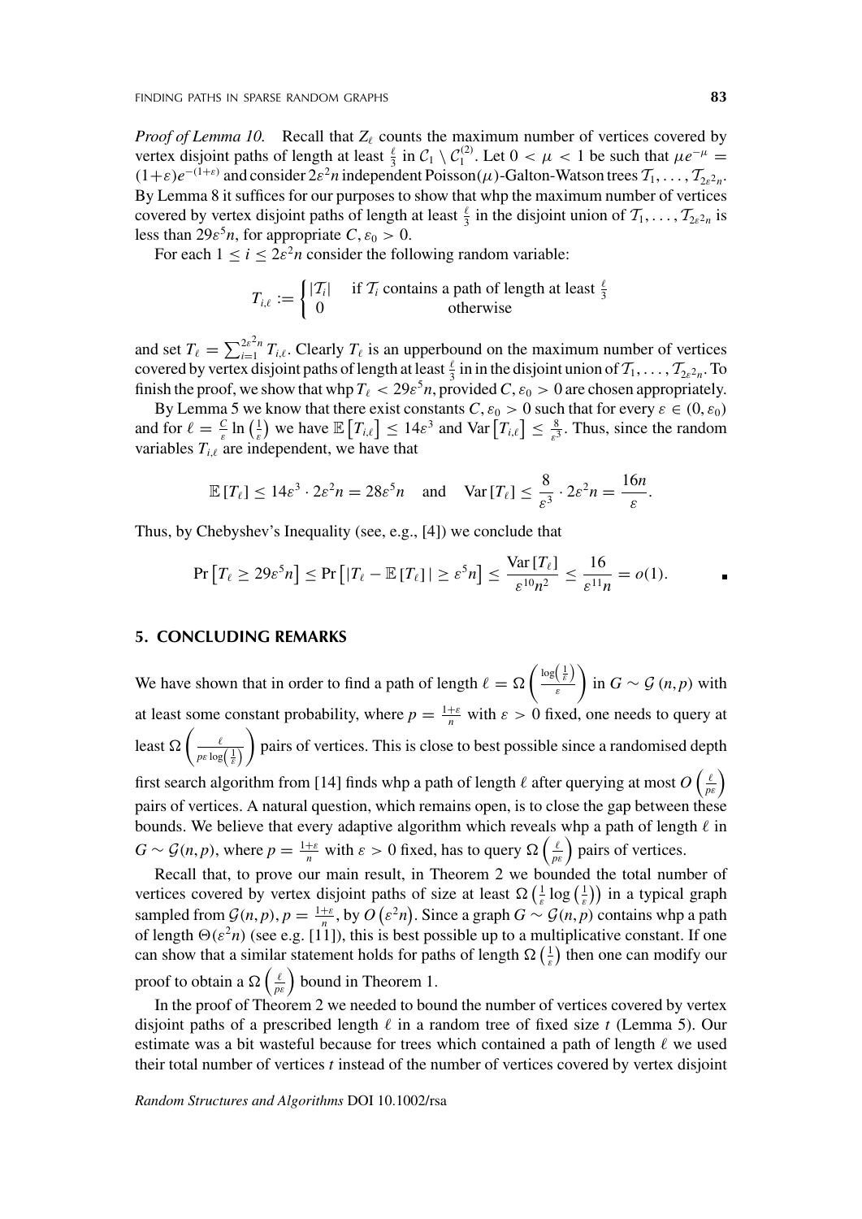*Proof of Lemma 10.* Recall that $Z_\ell$ counts the maximum number of vertices covered by vertex disjoint paths of length at least $\frac{\ell}{3}$ in $\mathcal{C}_1 \setminus \mathcal{C}_1^{(2)}$. Let $0 < \mu < 1$ be such that $\mu e^{-\mu} = (1+\varepsilon)e^{-(1+\varepsilon)}$ and consider $2\varepsilon^2 n$ independent Poisson($\mu$)-Galton-Watson trees $\mathcal{T}_1, \ldots, \mathcal{T}_{2\varepsilon^2 n}$. By Lemma 8 it suffices for our purposes to show that whp the maximum number of vertices covered by vertex disjoint paths of length at least $\frac{\ell}{3}$ in the disjoint union of $\mathcal{T}_1, \ldots, \mathcal{T}_{2\varepsilon^2 n}$ is less than $29\varepsilon^5 n$, for appropriate $C, \varepsilon_0 > 0$.

For each $1 \le i \le 2\varepsilon^2 n$ consider the following random variable:

$$T_{i,\ell} := \begin{cases} |\mathcal{T}_i| & \text{if } \mathcal{T}_i \text{ contains a path of length at least } \frac{\ell}{3} \\ 0 & \text{otherwise} \end{cases}$$

and set $T_\ell = \sum_{i=1}^{2\varepsilon^2 n} T_{i,\ell}$. Clearly $T_\ell$ is an upperbound on the maximum number of vertices covered by vertex disjoint paths of length at least $\frac{\ell}{3}$ in in the disjoint union of $\mathcal{T}_1, \ldots, \mathcal{T}_{2\varepsilon^2 n}$. To finish the proof, we show that whp $T_\ell < 29\varepsilon^5 n$, provided $C, \varepsilon_0 > 0$ are chosen appropriately.

By Lemma 5 we know that there exist constants $C, \varepsilon_0 > 0$ such that for every $\varepsilon \in (0, \varepsilon_0)$ and for $\ell = \frac{C}{\varepsilon} \ln\left(\frac{1}{\varepsilon}\right)$ we have $\mathbb{E}\left[T_{i,\ell}\right] \le 14\varepsilon^3$ and $\text{Var}\left[T_{i,\ell}\right] \le \frac{8}{\varepsilon^3}$. Thus, since the random variables $T_{i,\ell}$ are independent, we have that

$$\mathbb{E}\left[T_\ell\right] \le 14\varepsilon^3 \cdot 2\varepsilon^2 n = 28\varepsilon^5 n \quad \text{and} \quad \text{Var}\left[T_\ell\right] \le \frac{8}{\varepsilon^3} \cdot 2\varepsilon^2 n = \frac{16n}{\varepsilon}.$$

Thus, by Chebyshev's Inequality (see, e.g., [4]) we conclude that

$$\Pr\left[T_\ell \ge 29\varepsilon^5 n\right] \le \Pr\left[|T_\ell - \mathbb{E}\left[T_\ell\right]| \ge \varepsilon^5 n\right] \le \frac{\text{Var}\left[T_\ell\right]}{\varepsilon^{10} n^2} \le \frac{16}{\varepsilon^{11} n} = o(1). \qquad \blacksquare$$

## 5. CONCLUDING REMARKS

We have shown that in order to find a path of length $\ell = \Omega\left(\frac{\log\left(\frac{1}{\varepsilon}\right)}{\varepsilon}\right)$ in $G \sim \mathcal{G}(n,p)$ with at least some constant probability, where $p = \frac{1+\varepsilon}{n}$ with $\varepsilon > 0$ fixed, one needs to query at least $\Omega\left(\frac{\ell}{p\varepsilon \log\left(\frac{1}{\varepsilon}\right)}\right)$ pairs of vertices. This is close to best possible since a randomised depth first search algorithm from [14] finds whp a path of length $\ell$ after querying at most $O\left(\frac{\ell}{p\varepsilon}\right)$ pairs of vertices. A natural question, which remains open, is to close the gap between these bounds. We believe that every adaptive algorithm which reveals whp a path of length $\ell$ in $G \sim \mathcal{G}(n,p)$, where $p = \frac{1+\varepsilon}{n}$ with $\varepsilon > 0$ fixed, has to query $\Omega\left(\frac{\ell}{p\varepsilon}\right)$ pairs of vertices.

Recall that, to prove our main result, in Theorem 2 we bounded the total number of vertices covered by vertex disjoint paths of size at least $\Omega\left(\frac{1}{\varepsilon}\log\left(\frac{1}{\varepsilon}\right)\right)$ in a typical graph sampled from $\mathcal{G}(n,p)$, $p = \frac{1+\varepsilon}{n}$, by $O\left(\varepsilon^2 n\right)$. Since a graph $G \sim \mathcal{G}(n,p)$ contains whp a path of length $\Theta(\varepsilon^2 n)$ (see e.g. [11]), this is best possible up to a multiplicative constant. If one can show that a similar statement holds for paths of length $\Omega\left(\frac{1}{\varepsilon}\right)$ then one can modify our proof to obtain a $\Omega\left(\frac{\ell}{p\varepsilon}\right)$ bound in Theorem 1.

In the proof of Theorem 2 we needed to bound the number of vertices covered by vertex disjoint paths of a prescribed length $\ell$ in a random tree of fixed size $t$ (Lemma 5). Our estimate was a bit wasteful because for trees which contained a path of length $\ell$ we used their total number of vertices $t$ instead of the number of vertices covered by vertex disjoint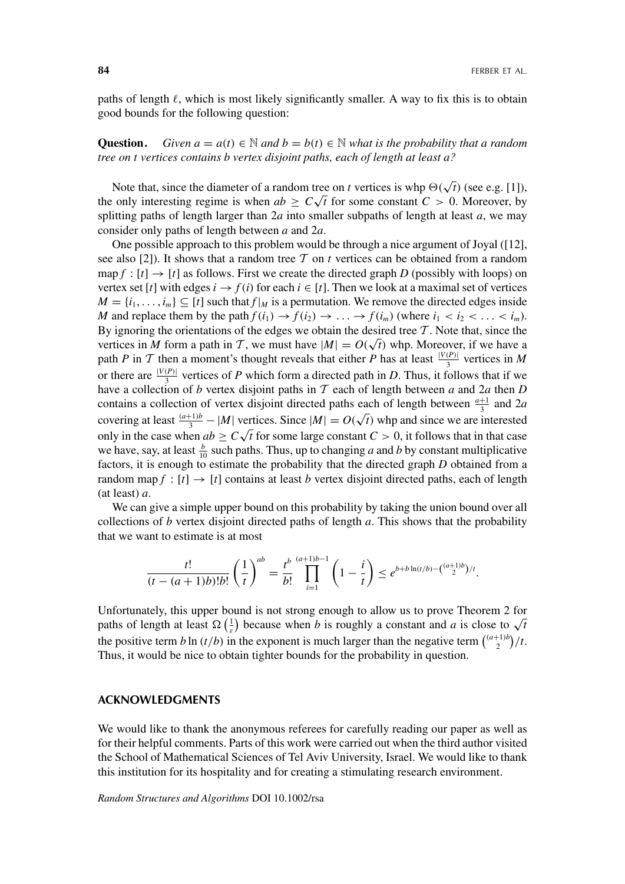paths of length $\ell$, which is most likely significantly smaller. A way to fix this is to obtain good bounds for the following question:

**Question.** *Given $a = a(t) \in \mathbb{N}$ and $b = b(t) \in \mathbb{N}$ what is the probability that a random tree on $t$ vertices contains $b$ vertex disjoint paths, each of length at least $a$?*

Note that, since the diameter of a random tree on $t$ vertices is whp $\Theta(\sqrt{t})$ (see e.g. [1]), the only interesting regime is when $ab \geq C\sqrt{t}$ for some constant $C > 0$. Moreover, by splitting paths of length larger than $2a$ into smaller subpaths of length at least $a$, we may consider only paths of length between $a$ and $2a$.

One possible approach to this problem would be through a nice argument of Joyal ([12], see also [2]). It shows that a random tree $\mathcal{T}$ on $t$ vertices can be obtained from a random map $f : [t] \to [t]$ as follows. First we create the directed graph $D$ (possibly with loops) on vertex set $[t]$ with edges $i \to f(i)$ for each $i \in [t]$. Then we look at a maximal set of vertices $M = \{i_1, \ldots, i_m\} \subseteq [t]$ such that $f|_M$ is a permutation. We remove the directed edges inside $M$ and replace them by the path $f(i_1) \to f(i_2) \to \ldots \to f(i_m)$ (where $i_1 < i_2 < \ldots < i_m$). By ignoring the orientations of the edges we obtain the desired tree $\mathcal{T}$. Note that, since the vertices in $M$ form a path in $\mathcal{T}$, we must have $|M| = O(\sqrt{t})$ whp. Moreover, if we have a path $P$ in $\mathcal{T}$ then a moment's thought reveals that either $P$ has at least $\frac{|V(P)|}{3}$ vertices in $M$ or there are $\frac{|V(P)|}{3}$ vertices of $P$ which form a directed path in $D$. Thus, it follows that if we have a collection of $b$ vertex disjoint paths in $\mathcal{T}$ each of length between $a$ and $2a$ then $D$ contains a collection of vertex disjoint directed paths each of length between $\frac{a+1}{3}$ and $2a$ covering at least $\frac{(a+1)b}{3} - |M|$ vertices. Since $|M| = O(\sqrt{t})$ whp and since we are interested only in the case when $ab \geq C\sqrt{t}$ for some large constant $C > 0$, it follows that in that case we have, say, at least $\frac{b}{10}$ such paths. Thus, up to changing $a$ and $b$ by constant multiplicative factors, it is enough to estimate the probability that the directed graph $D$ obtained from a random map $f : [t] \to [t]$ contains at least $b$ vertex disjoint directed paths, each of length (at least) $a$.

We can give a simple upper bound on this probability by taking the union bound over all collections of $b$ vertex disjoint directed paths of length $a$. This shows that the probability that we want to estimate is at most

$$\frac{t!}{(t-(a+1)b)!b!}\left(\frac{1}{t}\right)^{ab} = \frac{t^b}{b!}\prod_{i=1}^{(a+1)b-1}\left(1 - \frac{i}{t}\right) \leq e^{b + b\ln(t/b) - \binom{(a+1)b}{2}/t}.$$

Unfortunately, this upper bound is not strong enough to allow us to prove Theorem 2 for paths of length at least $\Omega\left(\frac{1}{\varepsilon}\right)$ because when $b$ is roughly a constant and $a$ is close to $\sqrt{t}$ the positive term $b\ln(t/b)$ in the exponent is much larger than the negative term $\binom{(a+1)b}{2}/t$. Thus, it would be nice to obtain tighter bounds for the probability in question.

## ACKNOWLEDGMENTS

We would like to thank the anonymous referees for carefully reading our paper as well as for their helpful comments. Parts of this work were carried out when the third author visited the School of Mathematical Sciences of Tel Aviv University, Israel. We would like to thank this institution for its hospitality and for creating a stimulating research environment.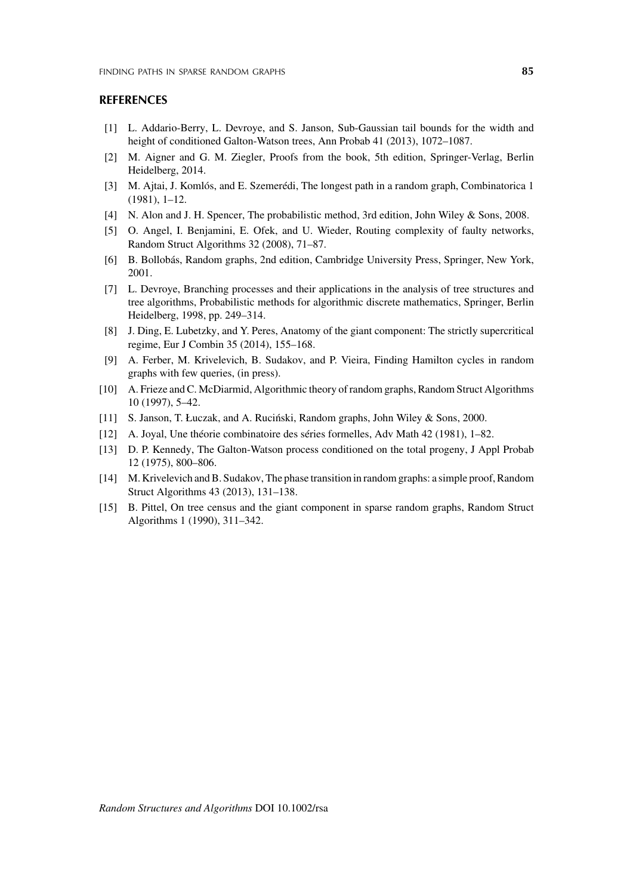## REFERENCES

[1] L. Addario-Berry, L. Devroye, and S. Janson, Sub-Gaussian tail bounds for the width and height of conditioned Galton-Watson trees, Ann Probab 41 (2013), 1072–1087.

[2] M. Aigner and G. M. Ziegler, Proofs from the book, 5th edition, Springer-Verlag, Berlin Heidelberg, 2014.

[3] M. Ajtai, J. Komlós, and E. Szemerédi, The longest path in a random graph, Combinatorica 1 (1981), 1–12.

[4] N. Alon and J. H. Spencer, The probabilistic method, 3rd edition, John Wiley & Sons, 2008.

[5] O. Angel, I. Benjamini, E. Ofek, and U. Wieder, Routing complexity of faulty networks, Random Struct Algorithms 32 (2008), 71–87.

[6] B. Bollobás, Random graphs, 2nd edition, Cambridge University Press, Springer, New York, 2001.

[7] L. Devroye, Branching processes and their applications in the analysis of tree structures and tree algorithms, Probabilistic methods for algorithmic discrete mathematics, Springer, Berlin Heidelberg, 1998, pp. 249–314.

[8] J. Ding, E. Lubetzky, and Y. Peres, Anatomy of the giant component: The strictly supercritical regime, Eur J Combin 35 (2014), 155–168.

[9] A. Ferber, M. Krivelevich, B. Sudakov, and P. Vieira, Finding Hamilton cycles in random graphs with few queries, (in press).

[10] A. Frieze and C. McDiarmid, Algorithmic theory of random graphs, Random Struct Algorithms 10 (1997), 5–42.

[11] S. Janson, T. Łuczak, and A. Ruciński, Random graphs, John Wiley & Sons, 2000.

[12] A. Joyal, Une théorie combinatoire des séries formelles, Adv Math 42 (1981), 1–82.

[13] D. P. Kennedy, The Galton-Watson process conditioned on the total progeny, J Appl Probab 12 (1975), 800–806.

[14] M. Krivelevich and B. Sudakov, The phase transition in random graphs: a simple proof, Random Struct Algorithms 43 (2013), 131–138.

[15] B. Pittel, On tree census and the giant component in sparse random graphs, Random Struct Algorithms 1 (1990), 311–342.